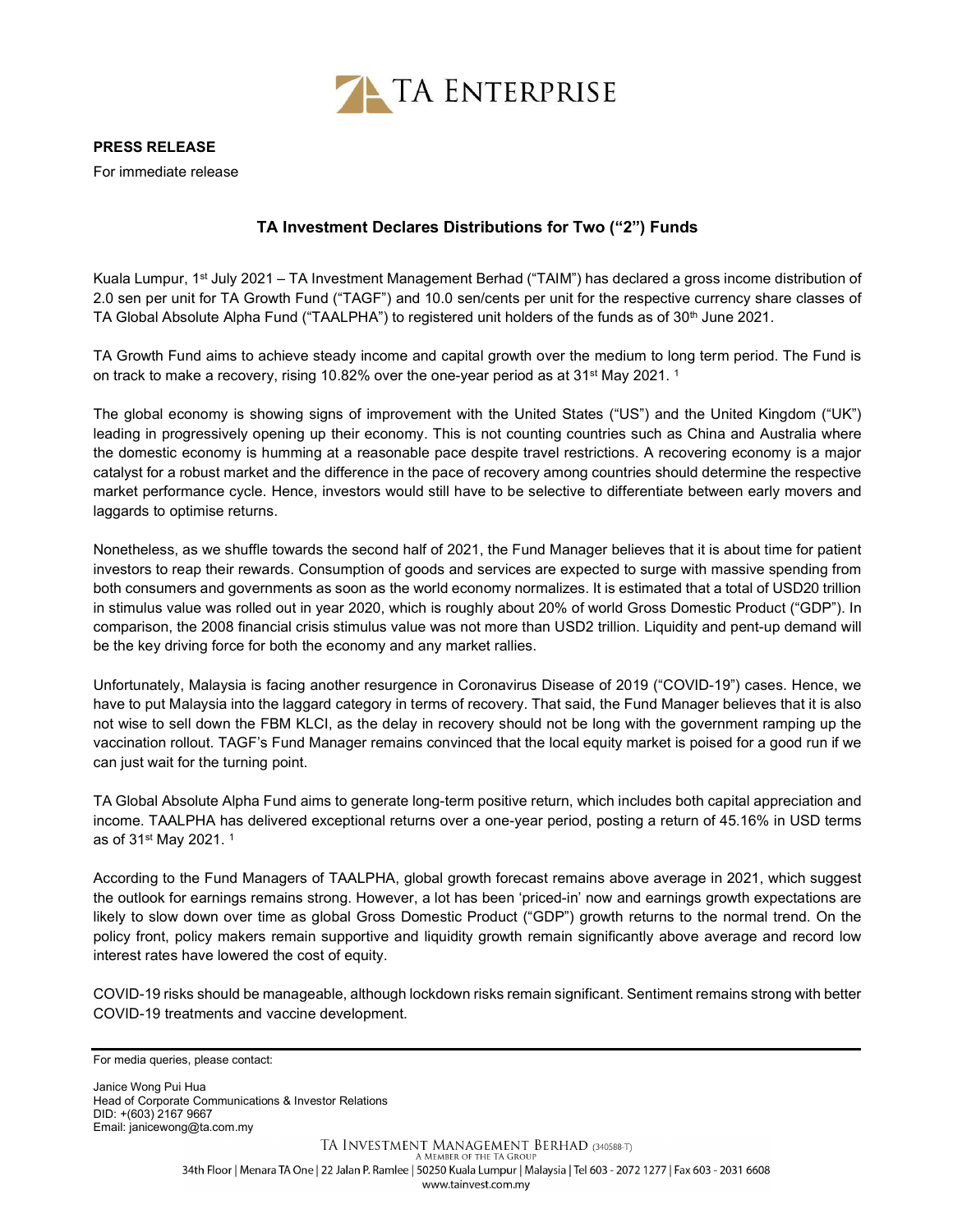TA ENTERPRISE

**PRESS RELEASE**

For immediate release

## TA Investment Declares Distributions for Two ("2") Funds

Kuala Lumpur, 1st July 2021 – TA Investment Management Berhad ("TAIM") has declared a gross income distribution of 2.0 sen per unit for TA Growth Fund ("TAGF") and 10.0 sen/cents per unit for the respective currency share classes of TA Global Absolute Alpha Fund ("TAALPHA") to registered unit holders of the funds as of 30th June 2021.

TA Growth Fund aims to achieve steady income and capital growth over the medium to long term period. The Fund is on track to make a recovery, rising 10.82% over the one-year period as at 31st May 2021. [1]

The global economy is showing signs of improvement with the United States ("US") and the United Kingdom ("UK") leading in progressively opening up their economy. This is not counting countries such as China and Australia where the domestic economy is humming at a reasonable pace despite travel restrictions. A recovering economy is a major catalyst for a robust market and the difference in the pace of recovery among countries should determine the respective market performance cycle. Hence, investors would still have to be selective to differentiate between early movers and laggards to optimise returns.

Nonetheless, as we shuffle towards the second half of 2021, the Fund Manager believes that it is about time for patient investors to reap their rewards. Consumption of goods and services are expected to surge with massive spending from both consumers and governments as soon as the world economy normalizes. It is estimated that a total of USD20 trillion in stimulus value was rolled out in year 2020, which is roughly about 20% of world Gross Domestic Product ("GDP"). In comparison, the 2008 financial crisis stimulus value was not more than USD2 trillion. Liquidity and pent-up demand will be the key driving force for both the economy and any market rallies.

Unfortunately, Malaysia is facing another resurgence in Coronavirus Disease of 2019 ("COVID-19") cases. Hence, we have to put Malaysia into the laggard category in terms of recovery. That said, the Fund Manager believes that it is also not wise to sell down the FBM KLCI, as the delay in recovery should not be long with the government ramping up the vaccination rollout. TAGF's Fund Manager remains convinced that the local equity market is poised for a good run if we can just wait for the turning point.

TA Global Absolute Alpha Fund aims to generate long-term positive return, which includes both capital appreciation and income. TAALPHA has delivered exceptional returns over a one-year period, posting a return of 45.16% in USD terms as of 31st May 2021. [1]

According to the Fund Managers of TAALPHA, global growth forecast remains above average in 2021, which suggest the outlook for earnings remains strong. However, a lot has been 'priced-in' now and earnings growth expectations are likely to slow down over time as global Gross Domestic Product ("GDP") growth returns to the normal trend. On the policy front, policy makers remain supportive and liquidity growth remain significantly above average and record low interest rates have lowered the cost of equity.

COVID-19 risks should be manageable, although lockdown risks remain significant. Sentiment remains strong with better COVID-19 treatments and vaccine development.

---

For media queries, please contact:

Janice Wong Pui Hua
Head of Corporate Communications & Investor Relations
DID: +(603) 2167 9667
Email: janicewong@ta.com.my

TA INVESTMENT MANAGEMENT BERHAD (340588-T)
A MEMBER OF THE TA GROUP
34th Floor | Menara TA One | 22 Jalan P. Ramlee | 50250 Kuala Lumpur | Malaysia | Tel 603 - 2072 1277 | Fax 603 - 2031 6608
www.tainvest.com.my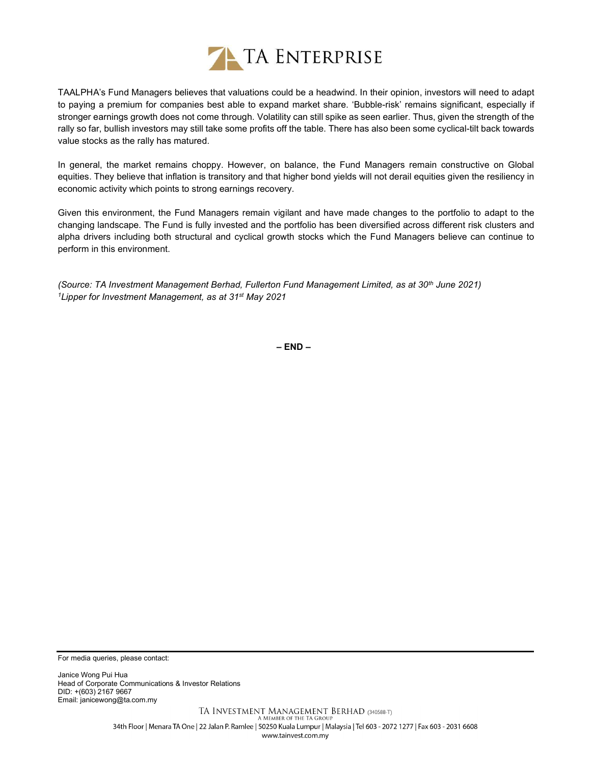TAALPHA's Fund Managers believes that valuations could be a headwind. In their opinion, investors will need to adapt to paying a premium for companies best able to expand market share. 'Bubble-risk' remains significant, especially if stronger earnings growth does not come through. Volatility can still spike as seen earlier. Thus, given the strength of the rally so far, bullish investors may still take some profits off the table. There has also been some cyclical-tilt back towards value stocks as the rally has matured.

In general, the market remains choppy. However, on balance, the Fund Managers remain constructive on Global equities. They believe that inflation is transitory and that higher bond yields will not derail equities given the resiliency in economic activity which points to strong earnings recovery.

Given this environment, the Fund Managers remain vigilant and have made changes to the portfolio to adapt to the changing landscape. The Fund is fully invested and the portfolio has been diversified across different risk clusters and alpha drivers including both structural and cyclical growth stocks which the Fund Managers believe can continue to perform in this environment.

*(Source: TA Investment Management Berhad, Fullerton Fund Management Limited, as at 30th June 2021)*
*[1]Lipper for Investment Management, as at 31st May 2021*

**– END –**

For media queries, please contact:

Janice Wong Pui Hua
Head of Corporate Communications & Investor Relations
DID: +(603) 2167 9667
Email: janicewong@ta.com.my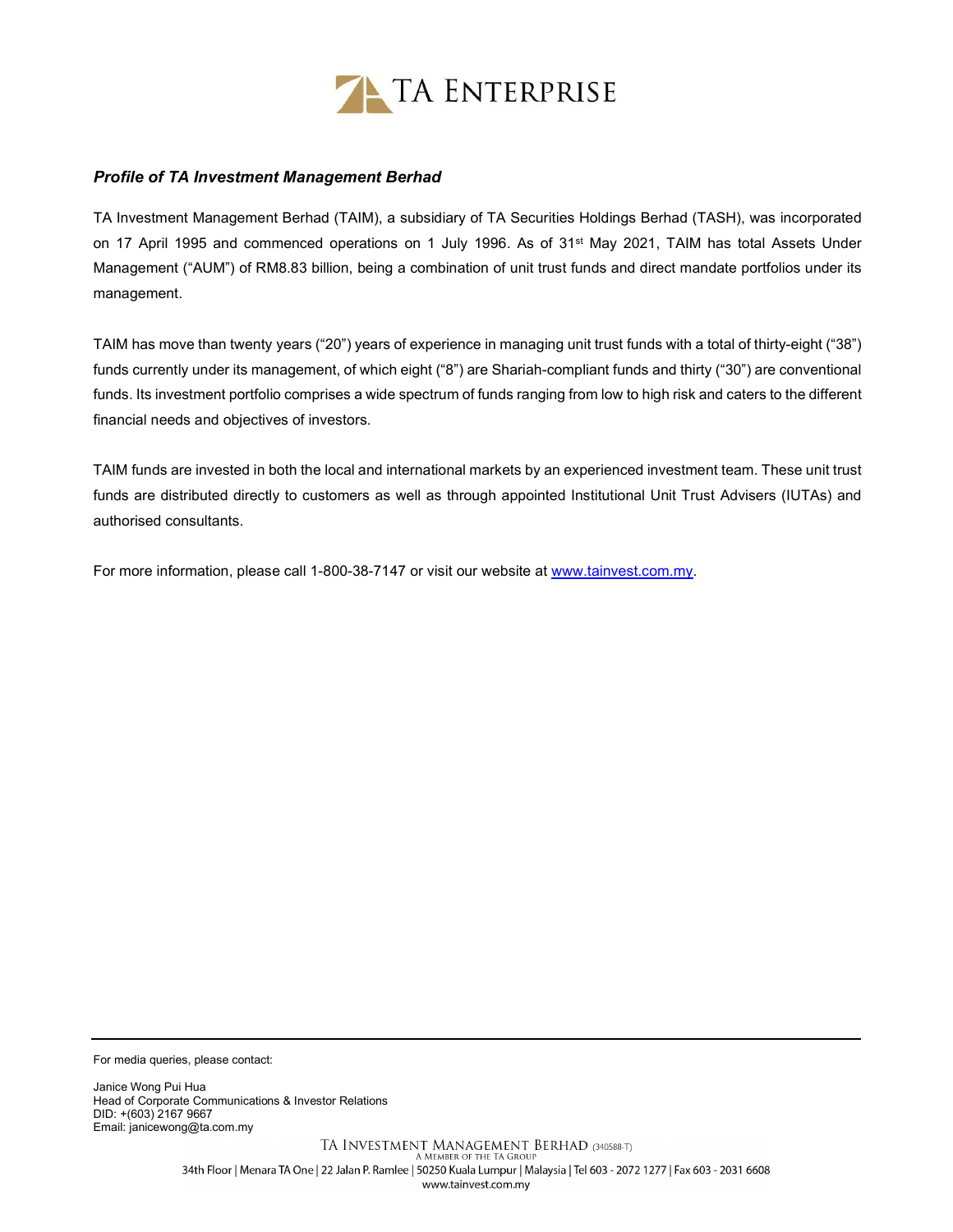***Profile of TA Investment Management Berhad***

TA Investment Management Berhad (TAIM), a subsidiary of TA Securities Holdings Berhad (TASH), was incorporated on 17 April 1995 and commenced operations on 1 July 1996. As of 31st May 2021, TAIM has total Assets Under Management ("AUM") of RM8.83 billion, being a combination of unit trust funds and direct mandate portfolios under its management.

TAIM has move than twenty years ("20") years of experience in managing unit trust funds with a total of thirty-eight ("38") funds currently under its management, of which eight ("8") are Shariah-compliant funds and thirty ("30") are conventional funds. Its investment portfolio comprises a wide spectrum of funds ranging from low to high risk and caters to the different financial needs and objectives of investors.

TAIM funds are invested in both the local and international markets by an experienced investment team. These unit trust funds are distributed directly to customers as well as through appointed Institutional Unit Trust Advisers (IUTAs) and authorised consultants.

For more information, please call 1-800-38-7147 or visit our website at www.tainvest.com.my.

---

For media queries, please contact:

Janice Wong Pui Hua
Head of Corporate Communications & Investor Relations
DID: +(603) 2167 9667
Email: janicewong@ta.com.my

TA INVESTMENT MANAGEMENT BERHAD (340588-T)
A MEMBER OF THE TA GROUP
34th Floor | Menara TA One | 22 Jalan P. Ramlee | 50250 Kuala Lumpur | Malaysia | Tel 603 - 2072 1277 | Fax 603 - 2031 6608
www.tainvest.com.my